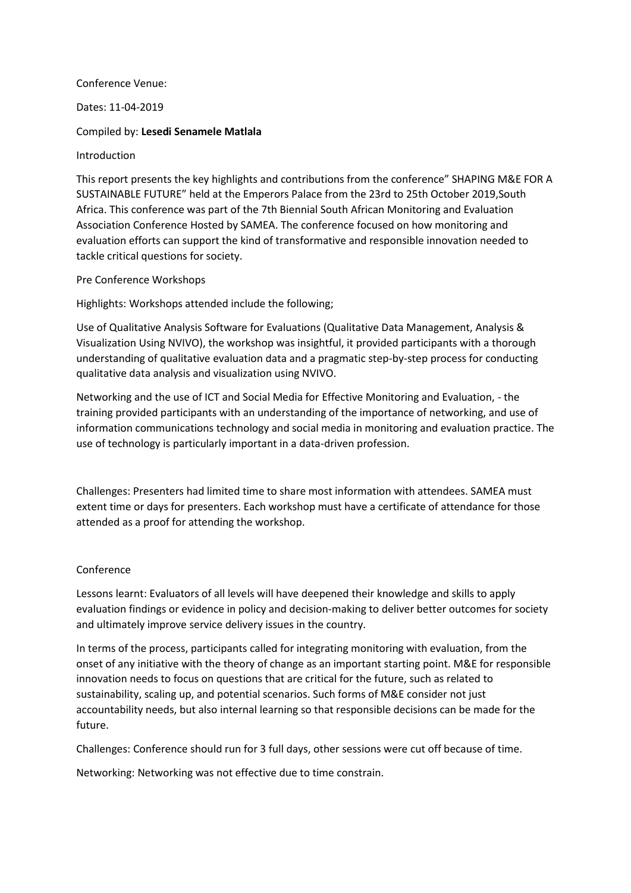Conference Venue:

Dates: 11-04-2019

Compiled by: **Lesedi Senamele Matlala**

Introduction

This report presents the key highlights and contributions from the conference" SHAPING M&E FOR A SUSTAINABLE FUTURE" held at the Emperors Palace from the 23rd to 25th October 2019,South Africa. This conference was part of the 7th Biennial South African Monitoring and Evaluation Association Conference Hosted by SAMEA. The conference focused on how monitoring and evaluation efforts can support the kind of transformative and responsible innovation needed to tackle critical questions for society.

Pre Conference Workshops

Highlights: Workshops attended include the following;

Use of Qualitative Analysis Software for Evaluations (Qualitative Data Management, Analysis & Visualization Using NVIVO), the workshop was insightful, it provided participants with a thorough understanding of qualitative evaluation data and a pragmatic step-by-step process for conducting qualitative data analysis and visualization using NVIVO.

Networking and the use of ICT and Social Media for Effective Monitoring and Evaluation, - the training provided participants with an understanding of the importance of networking, and use of information communications technology and social media in monitoring and evaluation practice. The use of technology is particularly important in a data-driven profession.

Challenges: Presenters had limited time to share most information with attendees. SAMEA must extent time or days for presenters. Each workshop must have a certificate of attendance for those attended as a proof for attending the workshop.

Conference

Lessons learnt: Evaluators of all levels will have deepened their knowledge and skills to apply evaluation findings or evidence in policy and decision-making to deliver better outcomes for society and ultimately improve service delivery issues in the country.

In terms of the process, participants called for integrating monitoring with evaluation, from the onset of any initiative with the theory of change as an important starting point. M&E for responsible innovation needs to focus on questions that are critical for the future, such as related to sustainability, scaling up, and potential scenarios. Such forms of M&E consider not just accountability needs, but also internal learning so that responsible decisions can be made for the future.

Challenges: Conference should run for 3 full days, other sessions were cut off because of time.

Networking: Networking was not effective due to time constrain.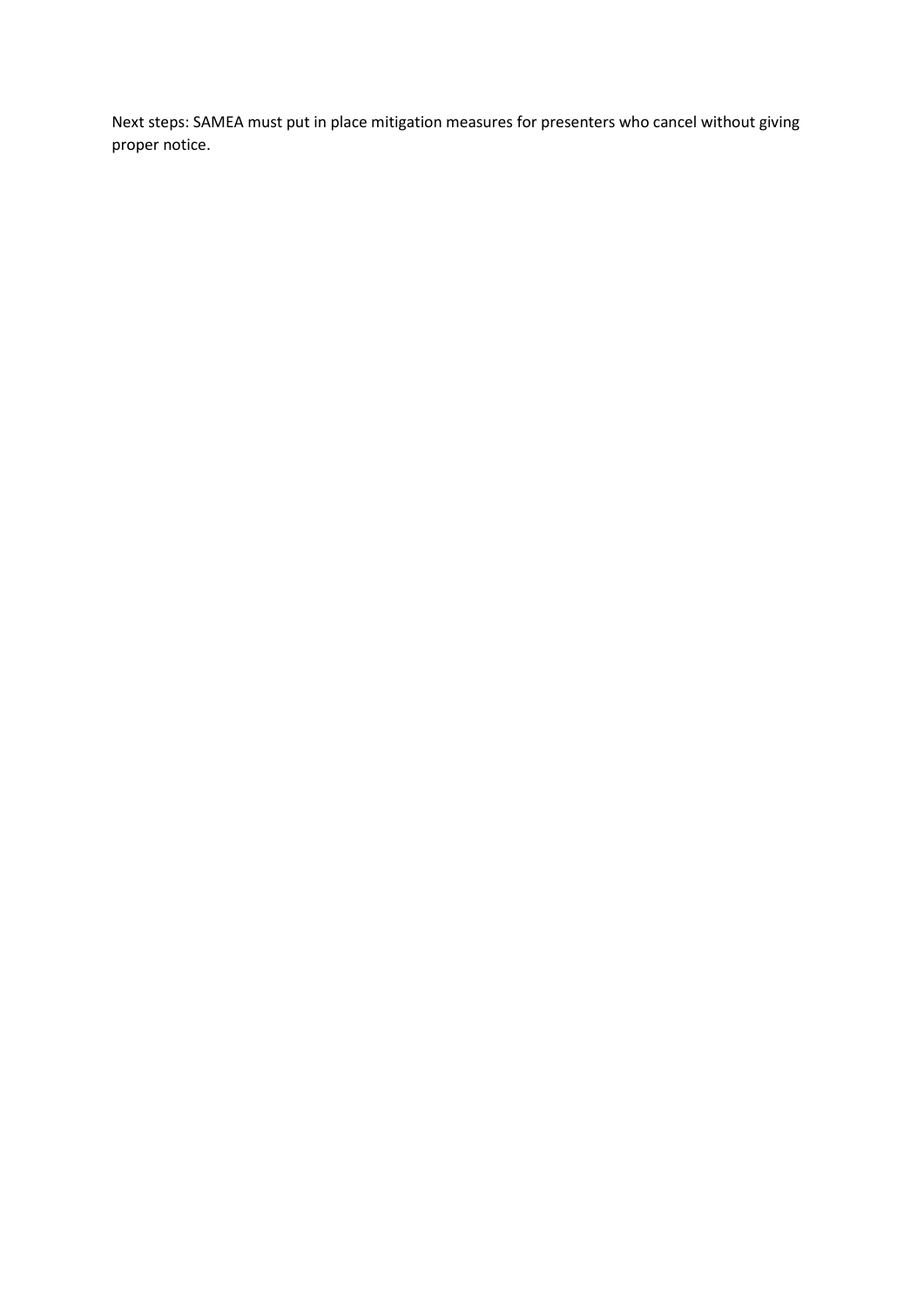Next steps: SAMEA must put in place mitigation measures for presenters who cancel without giving proper notice.